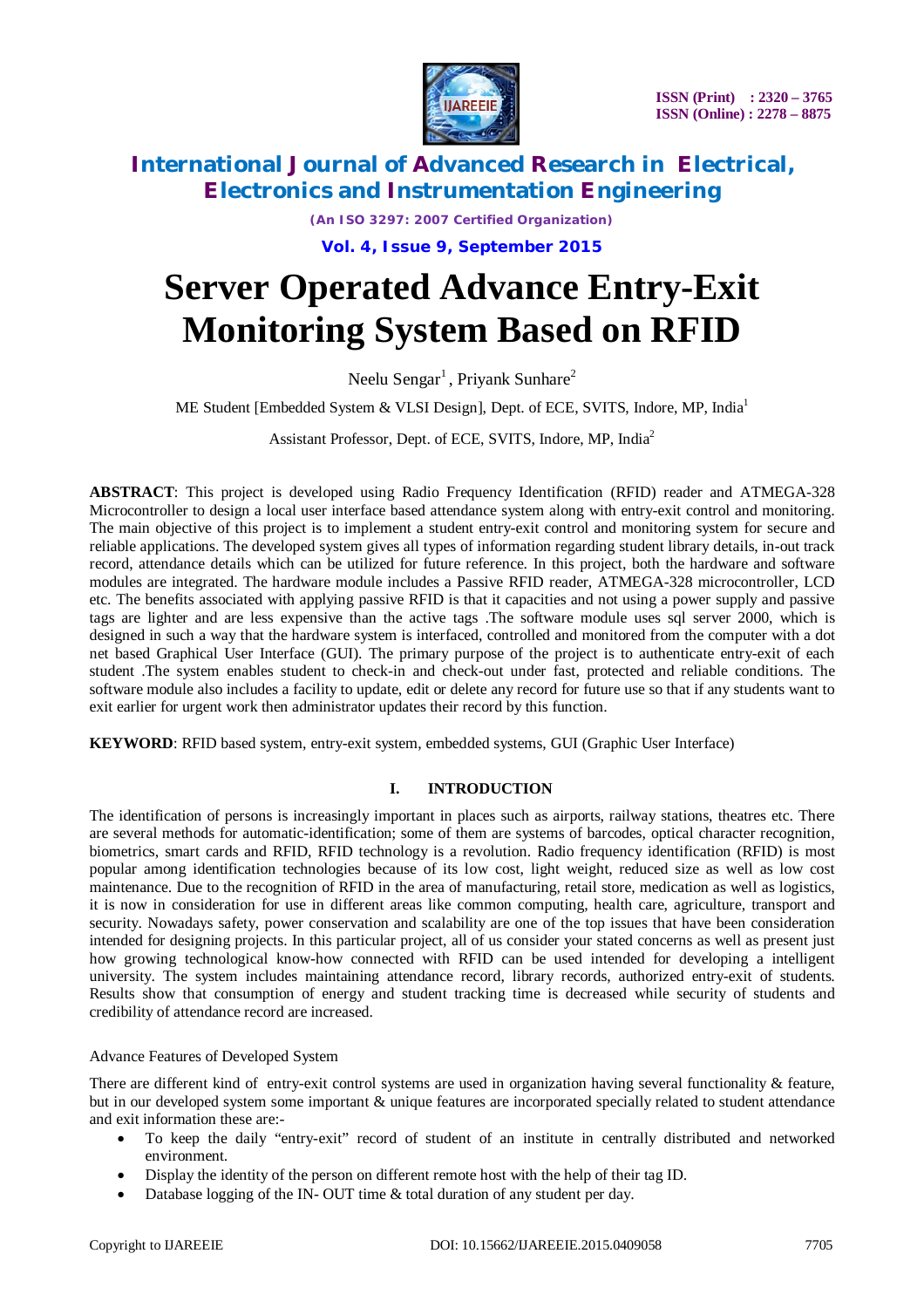# Server Operated Advance Entry-Exit Monitoring System Based on RFID

Neelu Sengar[1], Priyank Sunhare[2]

ME Student [Embedded System & VLSI Design], Dept. of ECE, SVITS, Indore, MP, India[1]

Assistant Professor, Dept. of ECE, SVITS, Indore, MP, India[2]

**ABSTRACT**: This project is developed using Radio Frequency Identification (RFID) reader and ATMEGA-328 Microcontroller to design a local user interface based attendance system along with entry-exit control and monitoring. The main objective of this project is to implement a student entry-exit control and monitoring system for secure and reliable applications. The developed system gives all types of information regarding student library details, in-out track record, attendance details which can be utilized for future reference. In this project, both the hardware and software modules are integrated. The hardware module includes a Passive RFID reader, ATMEGA-328 microcontroller, LCD etc. The benefits associated with applying passive RFID is that it capacities and not using a power supply and passive tags are lighter and are less expensive than the active tags .The software module uses sql server 2000, which is designed in such a way that the hardware system is interfaced, controlled and monitored from the computer with a dot net based Graphical User Interface (GUI). The primary purpose of the project is to authenticate entry-exit of each student .The system enables student to check-in and check-out under fast, protected and reliable conditions. The software module also includes a facility to update, edit or delete any record for future use so that if any students want to exit earlier for urgent work then administrator updates their record by this function.

**KEYWORD**: RFID based system, entry-exit system, embedded systems, GUI (Graphic User Interface)

## I. INTRODUCTION

The identification of persons is increasingly important in places such as airports, railway stations, theatres etc. There are several methods for automatic-identification; some of them are systems of barcodes, optical character recognition, biometrics, smart cards and RFID, RFID technology is a revolution. Radio frequency identification (RFID) is most popular among identification technologies because of its low cost, light weight, reduced size as well as low cost maintenance. Due to the recognition of RFID in the area of manufacturing, retail store, medication as well as logistics, it is now in consideration for use in different areas like common computing, health care, agriculture, transport and security. Nowadays safety, power conservation and scalability are one of the top issues that have been consideration intended for designing projects. In this particular project, all of us consider your stated concerns as well as present just how growing technological know-how connected with RFID can be used intended for developing a intelligent university. The system includes maintaining attendance record, library records, authorized entry-exit of students. Results show that consumption of energy and student tracking time is decreased while security of students and credibility of attendance record are increased.

Advance Features of Developed System

There are different kind of entry-exit control systems are used in organization having several functionality & feature, but in our developed system some important & unique features are incorporated specially related to student attendance and exit information these are:-

- To keep the daily "entry-exit" record of student of an institute in centrally distributed and networked environment.
- Display the identity of the person on different remote host with the help of their tag ID.
- Database logging of the IN- OUT time & total duration of any student per day.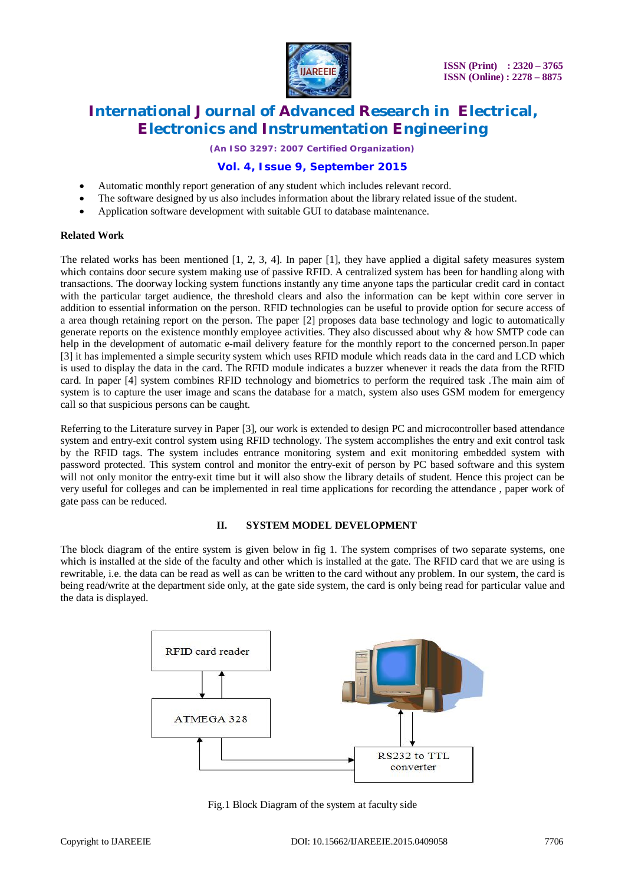- Automatic monthly report generation of any student which includes relevant record.
- The software designed by us also includes information about the library related issue of the student.
- Application software development with suitable GUI to database maintenance.

**Related Work**

The related works has been mentioned [1, 2, 3, 4]. In paper [1], they have applied a digital safety measures system which contains door secure system making use of passive RFID. A centralized system has been for handling along with transactions. The doorway locking system functions instantly any time anyone taps the particular credit card in contact with the particular target audience, the threshold clears and also the information can be kept within core server in addition to essential information on the person. RFID technologies can be useful to provide option for secure access of a area though retaining report on the person. The paper [2] proposes data base technology and logic to automatically generate reports on the existence monthly employee activities. They also discussed about why & how SMTP code can help in the development of automatic e-mail delivery feature for the monthly report to the concerned person.In paper [3] it has implemented a simple security system which uses RFID module which reads data in the card and LCD which is used to display the data in the card. The RFID module indicates a buzzer whenever it reads the data from the RFID card. In paper [4] system combines RFID technology and biometrics to perform the required task .The main aim of system is to capture the user image and scans the database for a match, system also uses GSM modem for emergency call so that suspicious persons can be caught.

Referring to the Literature survey in Paper [3], our work is extended to design PC and microcontroller based attendance system and entry-exit control system using RFID technology. The system accomplishes the entry and exit control task by the RFID tags. The system includes entrance monitoring system and exit monitoring embedded system with password protected. This system control and monitor the entry-exit of person by PC based software and this system will not only monitor the entry-exit time but it will also show the library details of student. Hence this project can be very useful for colleges and can be implemented in real time applications for recording the attendance , paper work of gate pass can be reduced.

## II. SYSTEM MODEL DEVELOPMENT

The block diagram of the entire system is given below in fig 1. The system comprises of two separate systems, one which is installed at the side of the faculty and other which is installed at the gate. The RFID card that we are using is rewritable, i.e. the data can be read as well as can be written to the card without any problem. In our system, the card is being read/write at the department side only, at the gate side system, the card is only being read for particular value and the data is displayed.

RFID card reader

ATMEGA 328

RS232 to TTL converter

Fig.1 Block Diagram of the system at faculty side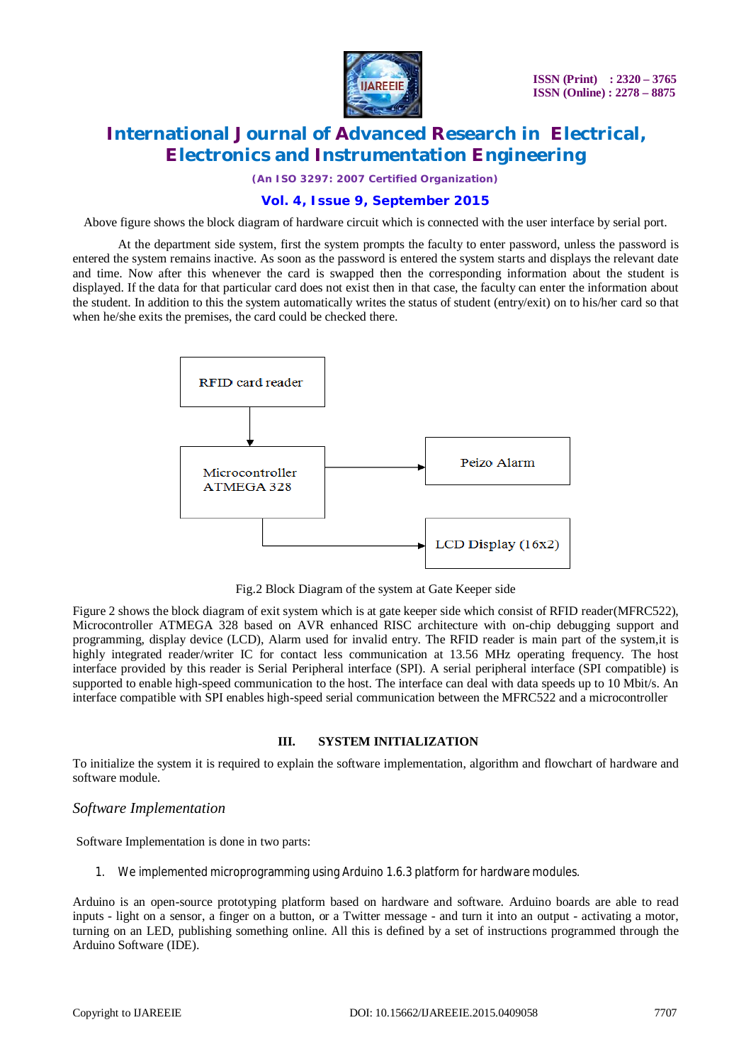Above figure shows the block diagram of hardware circuit which is connected with the user interface by serial port.

At the department side system, first the system prompts the faculty to enter password, unless the password is entered the system remains inactive. As soon as the password is entered the system starts and displays the relevant date and time. Now after this whenever the card is swapped then the corresponding information about the student is displayed. If the data for that particular card does not exist then in that case, the faculty can enter the information about the student. In addition to this the system automatically writes the status of student (entry/exit) on to his/her card so that when he/she exits the premises, the card could be checked there.

RFID card reader

Microcontroller ATMEGA 328

Peizo Alarm

LCD Display (16x2)

Fig.2 Block Diagram of the system at Gate Keeper side

Figure 2 shows the block diagram of exit system which is at gate keeper side which consist of RFID reader(MFRC522), Microcontroller ATMEGA 328 based on AVR enhanced RISC architecture with on-chip debugging support and programming, display device (LCD), Alarm used for invalid entry. The RFID reader is main part of the system,it is highly integrated reader/writer IC for contact less communication at 13.56 MHz operating frequency. The host interface provided by this reader is Serial Peripheral interface (SPI). A serial peripheral interface (SPI compatible) is supported to enable high-speed communication to the host. The interface can deal with data speeds up to 10 Mbit/s. An interface compatible with SPI enables high-speed serial communication between the MFRC522 and a microcontroller

## III. SYSTEM INITIALIZATION

To initialize the system it is required to explain the software implementation, algorithm and flowchart of hardware and software module.

### *Software Implementation*

Software Implementation is done in two parts:

1. We implemented microprogramming using Arduino 1.6.3 platform for hardware modules.

Arduino is an open-source prototyping platform based on hardware and software. Arduino boards are able to read inputs - light on a sensor, a finger on a button, or a Twitter message - and turn it into an output - activating a motor, turning on an LED, publishing something online. All this is defined by a set of instructions programmed through the Arduino Software (IDE).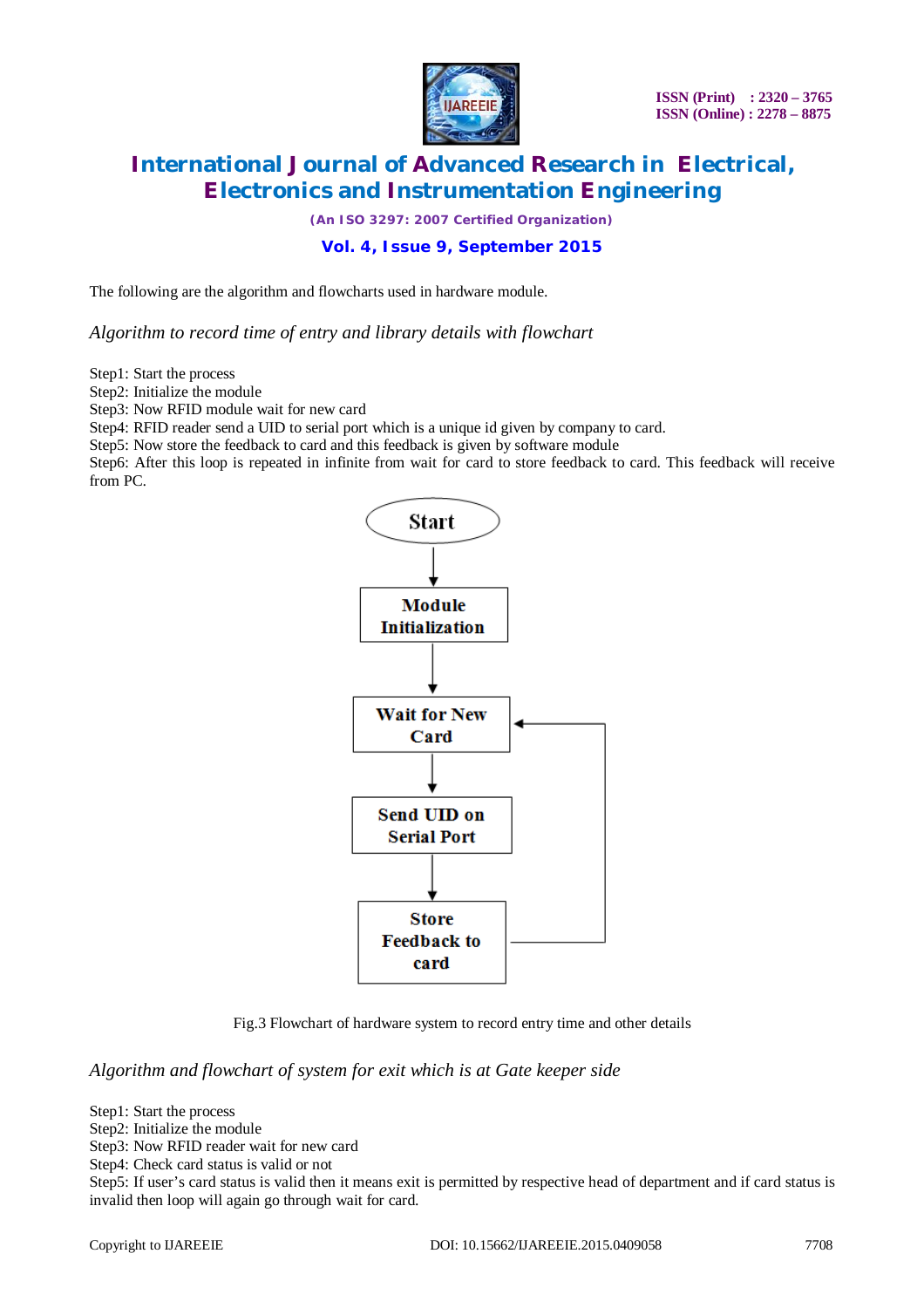The following are the algorithm and flowcharts used in hardware module.

*Algorithm to record time of entry and library details with flowchart*

Step1: Start the process
Step2: Initialize the module
Step3: Now RFID module wait for new card
Step4: RFID reader send a UID to serial port which is a unique id given by company to card.
Step5: Now store the feedback to card and this feedback is given by software module
Step6: After this loop is repeated in infinite from wait for card to store feedback to card. This feedback will receive from PC.

Start → Module Initialization → Wait for New Card → Send UID on Serial Port → Store Feedback to card → (loop back to Wait for New Card)

Fig.3 Flowchart of hardware system to record entry time and other details

*Algorithm and flowchart of system for exit which is at Gate keeper side*

Step1: Start the process
Step2: Initialize the module
Step3: Now RFID reader wait for new card
Step4: Check card status is valid or not
Step5: If user's card status is valid then it means exit is permitted by respective head of department and if card status is invalid then loop will again go through wait for card.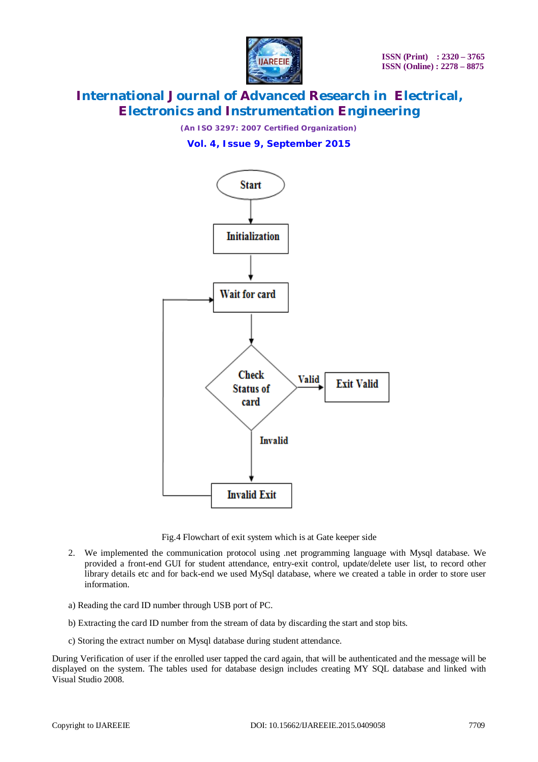Fig.4 Flowchart of exit system which is at Gate keeper side

2. We implemented the communication protocol using .net programming language with Mysql database. We provided a front-end GUI for student attendance, entry-exit control, update/delete user list, to record other library details etc and for back-end we used MySql database, where we created a table in order to store user information.

a) Reading the card ID number through USB port of PC.

b) Extracting the card ID number from the stream of data by discarding the start and stop bits.

c) Storing the extract number on Mysql database during student attendance.

During Verification of user if the enrolled user tapped the card again, that will be authenticated and the message will be displayed on the system. The tables used for database design includes creating MY SQL database and linked with Visual Studio 2008.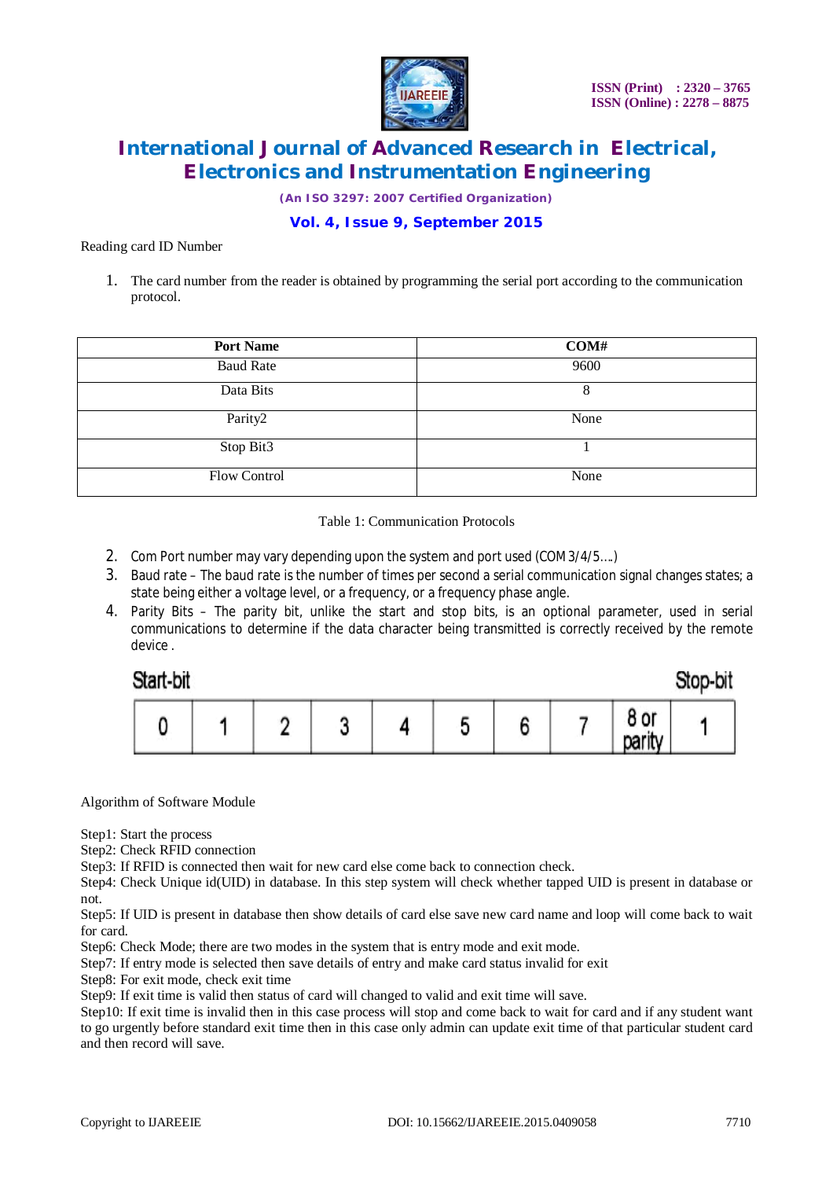Reading card ID Number

1. The card number from the reader is obtained by programming the serial port according to the communication protocol.

| Port Name | COM# |
|---|---|
| Baud Rate | 9600 |
| Data Bits | 8 |
| Parity2 | None |
| Stop Bit3 | 1 |
| Flow Control | None |

Table 1: Communication Protocols

2. Com Port number may vary depending upon the system and port used (COM 3/4/5….)
3. Baud rate – The baud rate is the number of times per second a serial communication signal changes states; a state being either a voltage level, or a frequency, or a frequency phase angle.
4. Parity Bits – The parity bit, unlike the start and stop bits, is an optional parameter, used in serial communications to determine if the data character being transmitted is correctly received by the remote device .

Start-bit Stop-bit

| 0 | 1 | 2 | 3 | 4 | 5 | 6 | 7 | 8 or parity | 1 |
|---|---|---|---|---|---|---|---|---|---|

Algorithm of Software Module

Step1: Start the process
Step2: Check RFID connection
Step3: If RFID is connected then wait for new card else come back to connection check.
Step4: Check Unique id(UID) in database. In this step system will check whether tapped UID is present in database or not.
Step5: If UID is present in database then show details of card else save new card name and loop will come back to wait for card.
Step6: Check Mode; there are two modes in the system that is entry mode and exit mode.
Step7: If entry mode is selected then save details of entry and make card status invalid for exit
Step8: For exit mode, check exit time
Step9: If exit time is valid then status of card will changed to valid and exit time will save.
Step10: If exit time is invalid then in this case process will stop and come back to wait for card and if any student want to go urgently before standard exit time then in this case only admin can update exit time of that particular student card and then record will save.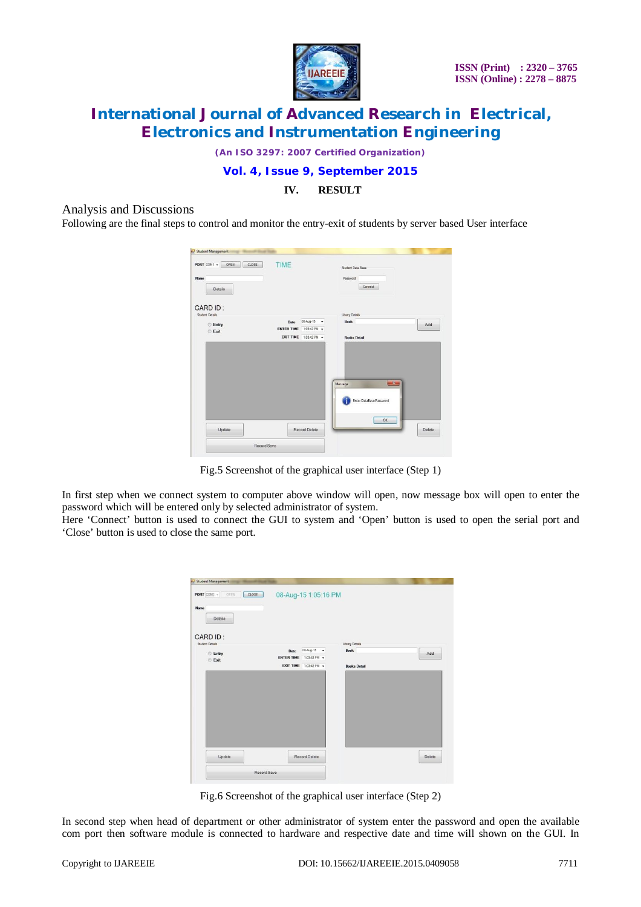## IV. RESULT

### Analysis and Discussions

Following are the final steps to control and monitor the entry-exit of students by server based User interface

Fig.5 Screenshot of the graphical user interface (Step 1)

In first step when we connect system to computer above window will open, now message box will open to enter the password which will be entered only by selected administrator of system.

Here 'Connect' button is used to connect the GUI to system and 'Open' button is used to open the serial port and 'Close' button is used to close the same port.

Fig.6 Screenshot of the graphical user interface (Step 2)

In second step when head of department or other administrator of system enter the password and open the available com port then software module is connected to hardware and respective date and time will shown on the GUI. In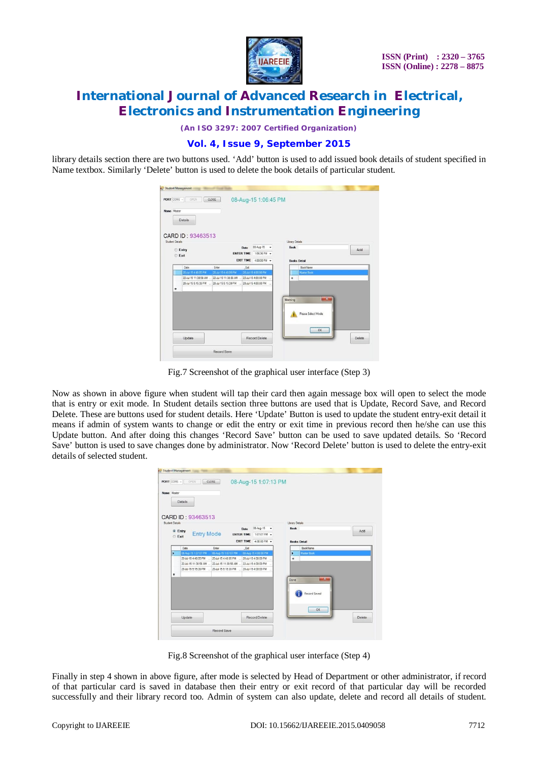library details section there are two buttons used. 'Add' button is used to add issued book details of student specified in Name textbox. Similarly 'Delete' button is used to delete the book details of particular student.

Fig.7 Screenshot of the graphical user interface (Step 3)

Now as shown in above figure when student will tap their card then again message box will open to select the mode that is entry or exit mode. In Student details section three buttons are used that is Update, Record Save, and Record Delete. These are buttons used for student details. Here 'Update' Button is used to update the student entry-exit detail it means if admin of system wants to change or edit the entry or exit time in previous record then he/she can use this Update button. And after doing this changes 'Record Save' button can be used to save updated details. So 'Record Save' button is used to save changes done by administrator. Now 'Record Delete' button is used to delete the entry-exit details of selected student.

Fig.8 Screenshot of the graphical user interface (Step 4)

Finally in step 4 shown in above figure, after mode is selected by Head of Department or other administrator, if record of that particular card is saved in database then their entry or exit record of that particular day will be recorded successfully and their library record too. Admin of system can also update, delete and record all details of student.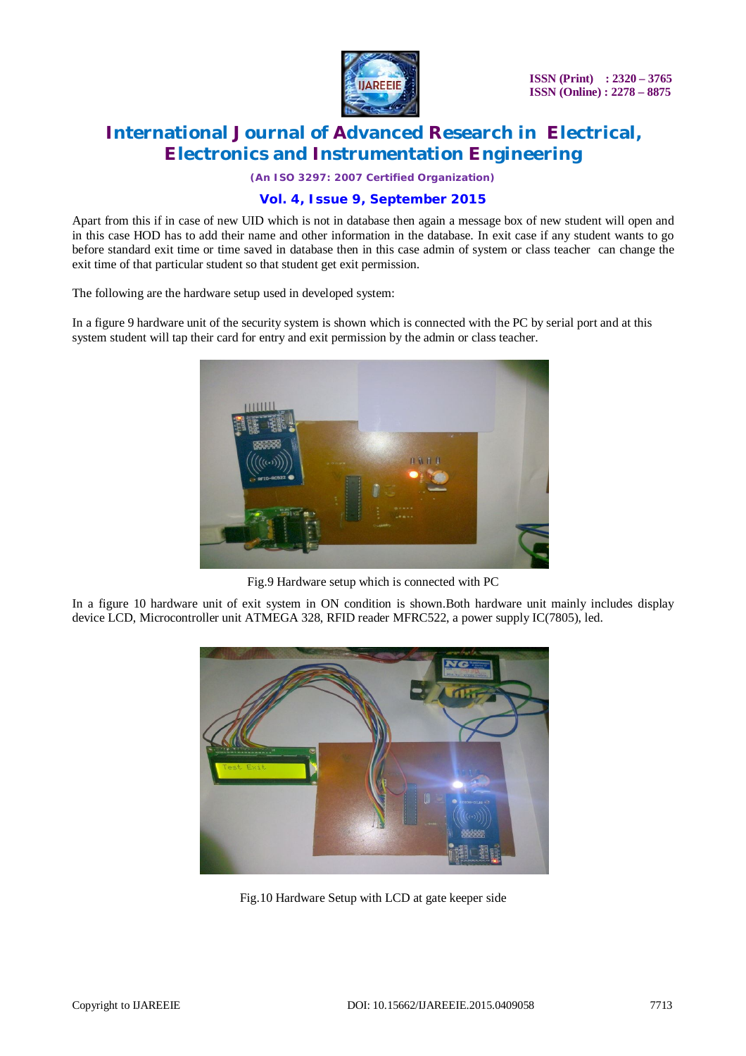Apart from this if in case of new UID which is not in database then again a message box of new student will open and in this case HOD has to add their name and other information in the database. In exit case if any student wants to go before standard exit time or time saved in database then in this case admin of system or class teacher can change the exit time of that particular student so that student get exit permission.

The following are the hardware setup used in developed system:

In a figure 9 hardware unit of the security system is shown which is connected with the PC by serial port and at this system student will tap their card for entry and exit permission by the admin or class teacher.

Fig.9 Hardware setup which is connected with PC

In a figure 10 hardware unit of exit system in ON condition is shown.Both hardware unit mainly includes display device LCD, Microcontroller unit ATMEGA 328, RFID reader MFRC522, a power supply IC(7805), led.

Fig.10 Hardware Setup with LCD at gate keeper side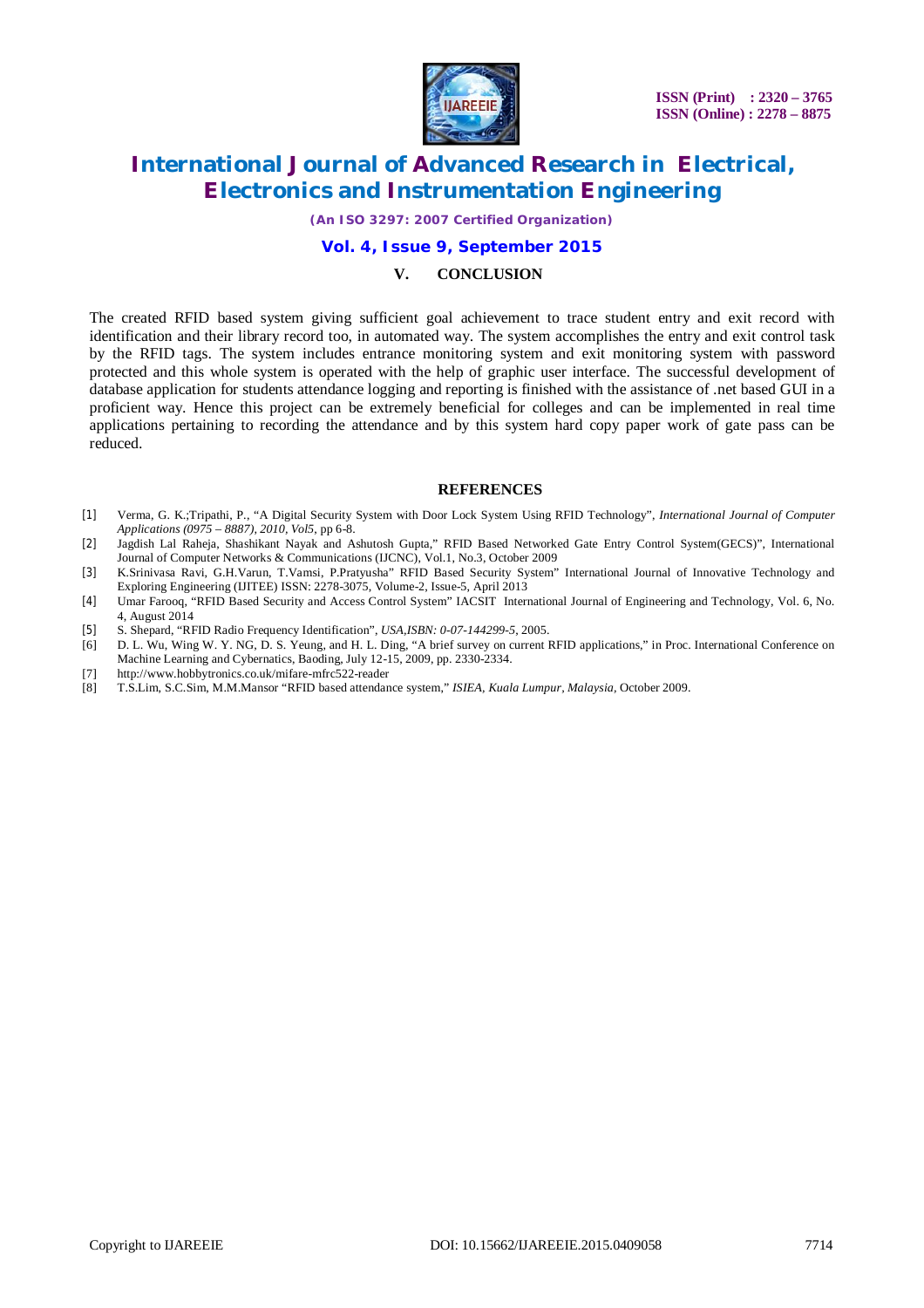## V. CONCLUSION

The created RFID based system giving sufficient goal achievement to trace student entry and exit record with identification and their library record too, in automated way. The system accomplishes the entry and exit control task by the RFID tags. The system includes entrance monitoring system and exit monitoring system with password protected and this whole system is operated with the help of graphic user interface. The successful development of database application for students attendance logging and reporting is finished with the assistance of .net based GUI in a proficient way. Hence this project can be extremely beneficial for colleges and can be implemented in real time applications pertaining to recording the attendance and by this system hard copy paper work of gate pass can be reduced.

## REFERENCES

[1] Verma, G. K.;Tripathi, P., "A Digital Security System with Door Lock System Using RFID Technology", *International Journal of Computer Applications (0975 – 8887), 2010, Vol5*, pp 6-8.

[2] Jagdish Lal Raheja, Shashikant Nayak and Ashutosh Gupta," RFID Based Networked Gate Entry Control System(GECS)", International Journal of Computer Networks & Communications (IJCNC), Vol.1, No.3, October 2009

[3] K.Srinivasa Ravi, G.H.Varun, T.Vamsi, P.Pratyusha" RFID Based Security System" International Journal of Innovative Technology and Exploring Engineering (IJITEE) ISSN: 2278-3075, Volume-2, Issue-5, April 2013

[4] Umar Farooq, "RFID Based Security and Access Control System" IACSIT International Journal of Engineering and Technology, Vol. 6, No. 4, August 2014

[5] S. Shepard, "RFID Radio Frequency Identification", *USA,ISBN: 0-07-144299-5*, 2005.

[6] D. L. Wu, Wing W. Y. NG, D. S. Yeung, and H. L. Ding, "A brief survey on current RFID applications," in Proc. International Conference on Machine Learning and Cybernetics, Baoding, July 12-15, 2009, pp. 2330-2334.

[7] http://www.hobbytronics.co.uk/mifare-mfrc522-reader

[8] T.S.Lim, S.C.Sim, M.M.Mansor "RFID based attendance system," *ISIEA, Kuala Lumpur, Malaysia*, October 2009.